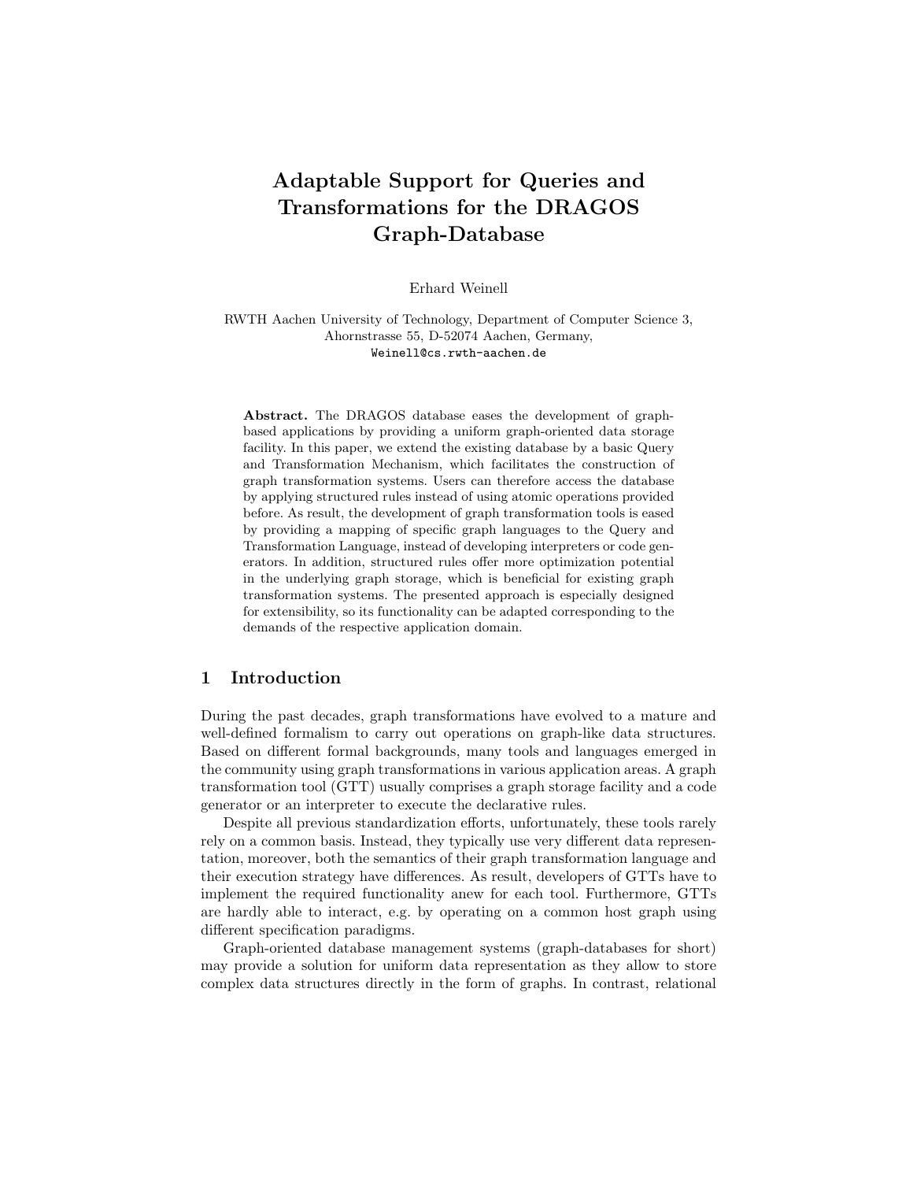# Adaptable Support for Queries and Transformations for the DRAGOS Graph-Database

Erhard Weinell

RWTH Aachen University of Technology, Department of Computer Science 3,
Ahornstrasse 55, D-52074 Aachen, Germany,
Weinell@cs.rwth-aachen.de

**Abstract.** The DRAGOS database eases the development of graph-based applications by providing a uniform graph-oriented data storage facility. In this paper, we extend the existing database by a basic Query and Transformation Mechanism, which facilitates the construction of graph transformation systems. Users can therefore access the database by applying structured rules instead of using atomic operations provided before. As result, the development of graph transformation tools is eased by providing a mapping of specific graph languages to the Query and Transformation Language, instead of developing interpreters or code generators. In addition, structured rules offer more optimization potential in the underlying graph storage, which is beneficial for existing graph transformation systems. The presented approach is especially designed for extensibility, so its functionality can be adapted corresponding to the demands of the respective application domain.

## 1 Introduction

During the past decades, graph transformations have evolved to a mature and well-defined formalism to carry out operations on graph-like data structures. Based on different formal backgrounds, many tools and languages emerged in the community using graph transformations in various application areas. A graph transformation tool (GTT) usually comprises a graph storage facility and a code generator or an interpreter to execute the declarative rules.

Despite all previous standardization efforts, unfortunately, these tools rarely rely on a common basis. Instead, they typically use very different data representation, moreover, both the semantics of their graph transformation language and their execution strategy have differences. As result, developers of GTTs have to implement the required functionality anew for each tool. Furthermore, GTTs are hardly able to interact, e.g. by operating on a common host graph using different specification paradigms.

Graph-oriented database management systems (graph-databases for short) may provide a solution for uniform data representation as they allow to store complex data structures directly in the form of graphs. In contrast, relational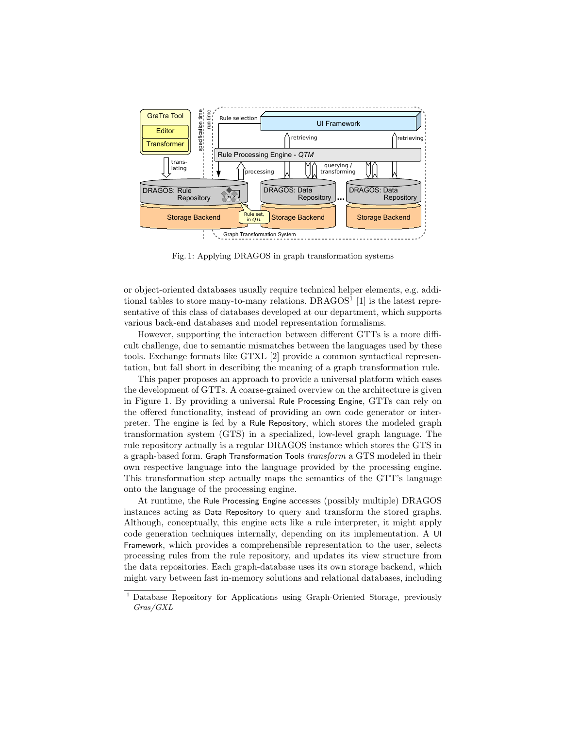Fig. 1: Applying DRAGOS in graph transformation systems

or object-oriented databases usually require technical helper elements, e.g. additional tables to store many-to-many relations. DRAGOS[1] [1] is the latest representative of this class of databases developed at our department, which supports various back-end databases and model representation formalisms.

However, supporting the interaction between different GTTs is a more difficult challenge, due to semantic mismatches between the languages used by these tools. Exchange formats like GTXL [2] provide a common syntactical representation, but fall short in describing the meaning of a graph transformation rule.

This paper proposes an approach to provide a universal platform which eases the development of GTTs. A coarse-grained overview on the architecture is given in Figure 1. By providing a universal Rule Processing Engine, GTTs can rely on the offered functionality, instead of providing an own code generator or interpreter. The engine is fed by a Rule Repository, which stores the modeled graph transformation system (GTS) in a specialized, low-level graph language. The rule repository actually is a regular DRAGOS instance which stores the GTS in a graph-based form. Graph Transformation Tools *transform* a GTS modeled in their own respective language into the language provided by the processing engine. This transformation step actually maps the semantics of the GTT's language onto the language of the processing engine.

At runtime, the Rule Processing Engine accesses (possibly multiple) DRAGOS instances acting as Data Repository to query and transform the stored graphs. Although, conceptually, this engine acts like a rule interpreter, it might apply code generation techniques internally, depending on its implementation. A UI Framework, which provides a comprehensible representation to the user, selects processing rules from the rule repository, and updates its view structure from the data repositories. Each graph-database uses its own storage backend, which might vary between fast in-memory solutions and relational databases, including

[1] Database Repository for Applications using Graph-Oriented Storage, previously *Gras/GXL*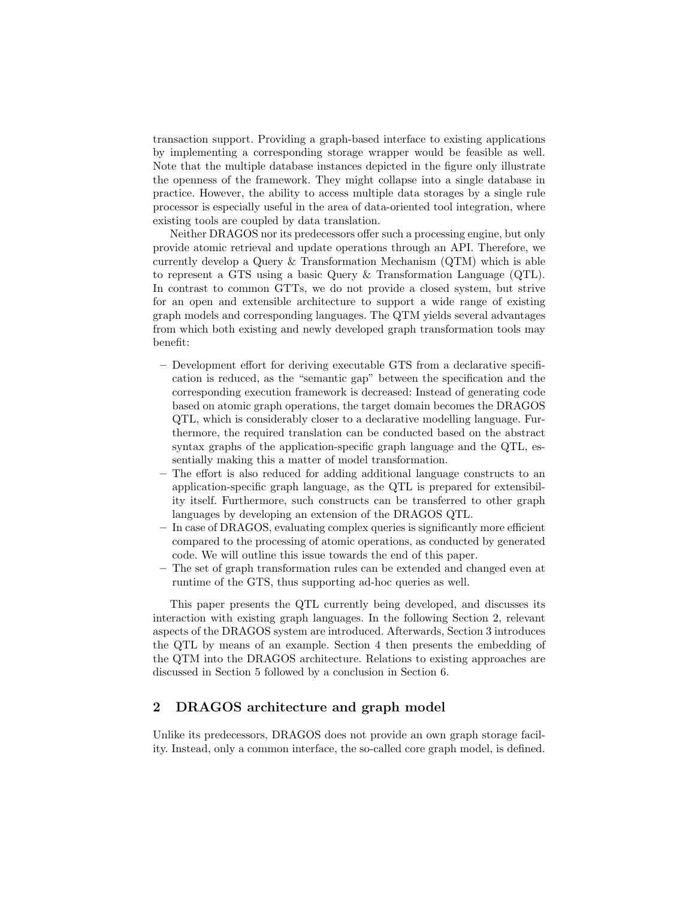transaction support. Providing a graph-based interface to existing applications by implementing a corresponding storage wrapper would be feasible as well. Note that the multiple database instances depicted in the figure only illustrate the openness of the framework. They might collapse into a single database in practice. However, the ability to access multiple data storages by a single rule processor is especially useful in the area of data-oriented tool integration, where existing tools are coupled by data translation.

Neither DRAGOS nor its predecessors offer such a processing engine, but only provide atomic retrieval and update operations through an API. Therefore, we currently develop a Query & Transformation Mechanism (QTM) which is able to represent a GTS using a basic Query & Transformation Language (QTL). In contrast to common GTTs, we do not provide a closed system, but strive for an open and extensible architecture to support a wide range of existing graph models and corresponding languages. The QTM yields several advantages from which both existing and newly developed graph transformation tools may benefit:

- Development effort for deriving executable GTS from a declarative specification is reduced, as the "semantic gap" between the specification and the corresponding execution framework is decreased: Instead of generating code based on atomic graph operations, the target domain becomes the DRAGOS QTL, which is considerably closer to a declarative modelling language. Furthermore, the required translation can be conducted based on the abstract syntax graphs of the application-specific graph language and the QTL, essentially making this a matter of model transformation.
- The effort is also reduced for adding additional language constructs to an application-specific graph language, as the QTL is prepared for extensibility itself. Furthermore, such constructs can be transferred to other graph languages by developing an extension of the DRAGOS QTL.
- In case of DRAGOS, evaluating complex queries is significantly more efficient compared to the processing of atomic operations, as conducted by generated code. We will outline this issue towards the end of this paper.
- The set of graph transformation rules can be extended and changed even at runtime of the GTS, thus supporting ad-hoc queries as well.

This paper presents the QTL currently being developed, and discusses its interaction with existing graph languages. In the following Section 2, relevant aspects of the DRAGOS system are introduced. Afterwards, Section 3 introduces the QTL by means of an example. Section 4 then presents the embedding of the QTM into the DRAGOS architecture. Relations to existing approaches are discussed in Section 5 followed by a conclusion in Section 6.

## 2 DRAGOS architecture and graph model

Unlike its predecessors, DRAGOS does not provide an own graph storage facility. Instead, only a common interface, the so-called core graph model, is defined.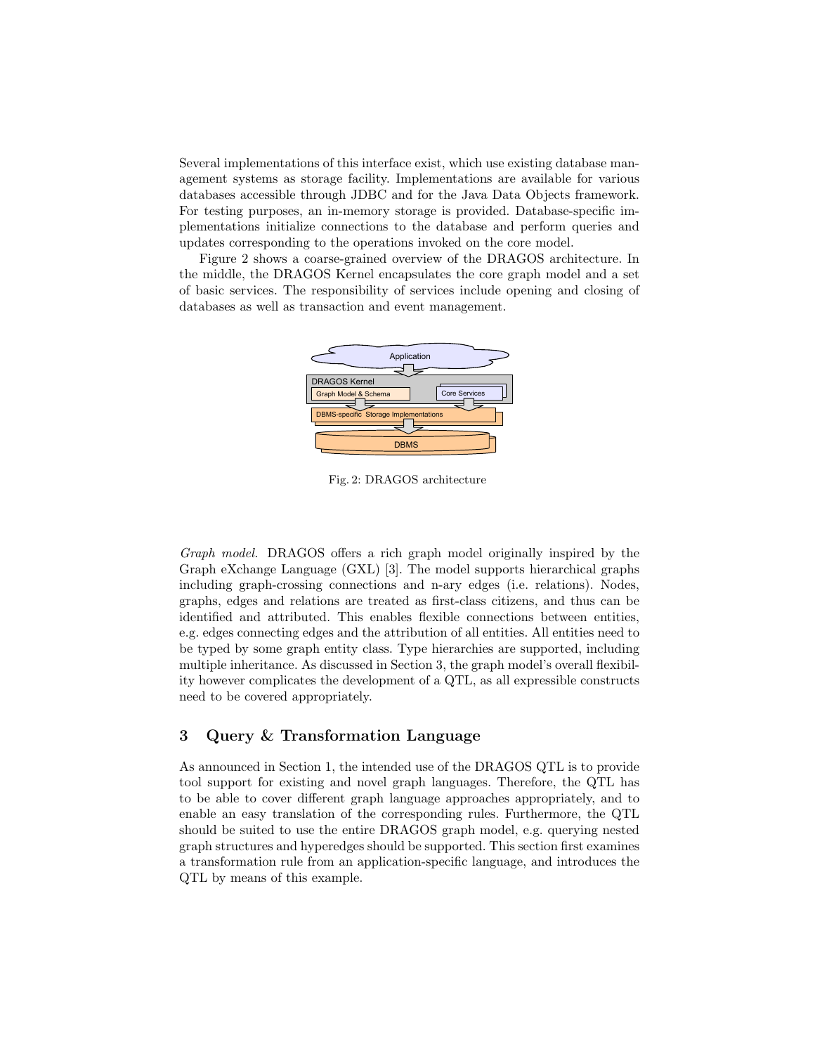Several implementations of this interface exist, which use existing database management systems as storage facility. Implementations are available for various databases accessible through JDBC and for the Java Data Objects framework. For testing purposes, an in-memory storage is provided. Database-specific implementations initialize connections to the database and perform queries and updates corresponding to the operations invoked on the core model.

Figure 2 shows a coarse-grained overview of the DRAGOS architecture. In the middle, the DRAGOS Kernel encapsulates the core graph model and a set of basic services. The responsibility of services include opening and closing of databases as well as transaction and event management.

Fig. 2: DRAGOS architecture

*Graph model.* DRAGOS offers a rich graph model originally inspired by the Graph eXchange Language (GXL) [3]. The model supports hierarchical graphs including graph-crossing connections and n-ary edges (i.e. relations). Nodes, graphs, edges and relations are treated as first-class citizens, and thus can be identified and attributed. This enables flexible connections between entities, e.g. edges connecting edges and the attribution of all entities. All entities need to be typed by some graph entity class. Type hierarchies are supported, including multiple inheritance. As discussed in Section 3, the graph model's overall flexibility however complicates the development of a QTL, as all expressible constructs need to be covered appropriately.

## 3 Query & Transformation Language

As announced in Section 1, the intended use of the DRAGOS QTL is to provide tool support for existing and novel graph languages. Therefore, the QTL has to be able to cover different graph language approaches appropriately, and to enable an easy translation of the corresponding rules. Furthermore, the QTL should be suited to use the entire DRAGOS graph model, e.g. querying nested graph structures and hyperedges should be supported. This section first examines a transformation rule from an application-specific language, and introduces the QTL by means of this example.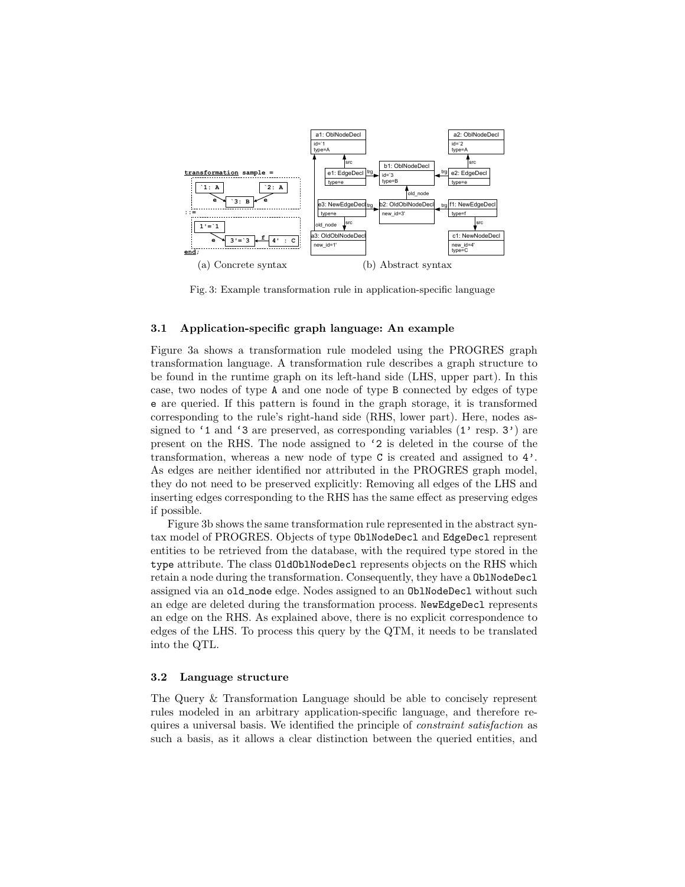Fig. 3: Example transformation rule in application-specific language

(a) Concrete syntax

(b) Abstract syntax

### 3.1 Application-specific graph language: An example

Figure 3a shows a transformation rule modeled using the PROGRES graph transformation language. A transformation rule describes a graph structure to be found in the runtime graph on its left-hand side (LHS, upper part). In this case, two nodes of type A and one node of type B connected by edges of type e are queried. If this pattern is found in the graph storage, it is transformed corresponding to the rule's right-hand side (RHS, lower part). Here, nodes assigned to '1 and '3 are preserved, as corresponding variables (1' resp. 3') are present on the RHS. The node assigned to '2 is deleted in the course of the transformation, whereas a new node of type C is created and assigned to 4'. As edges are neither identified nor attributed in the PROGRES graph model, they do not need to be preserved explicitly: Removing all edges of the LHS and inserting edges corresponding to the RHS has the same effect as preserving edges if possible.

Figure 3b shows the same transformation rule represented in the abstract syntax model of PROGRES. Objects of type OblNodeDecl and EdgeDecl represent entities to be retrieved from the database, with the required type stored in the type attribute. The class OldOblNodeDecl represents objects on the RHS which retain a node during the transformation. Consequently, they have a OblNodeDecl assigned via an old_node edge. Nodes assigned to an OblNodeDecl without such an edge are deleted during the transformation process. NewEdgeDecl represents an edge on the RHS. As explained above, there is no explicit correspondence to edges of the LHS. To process this query by the QTM, it needs to be translated into the QTL.

### 3.2 Language structure

The Query & Transformation Language should be able to concisely represent rules modeled in an arbitrary application-specific language, and therefore requires a universal basis. We identified the principle of *constraint satisfaction* as such a basis, as it allows a clear distinction between the queried entities, and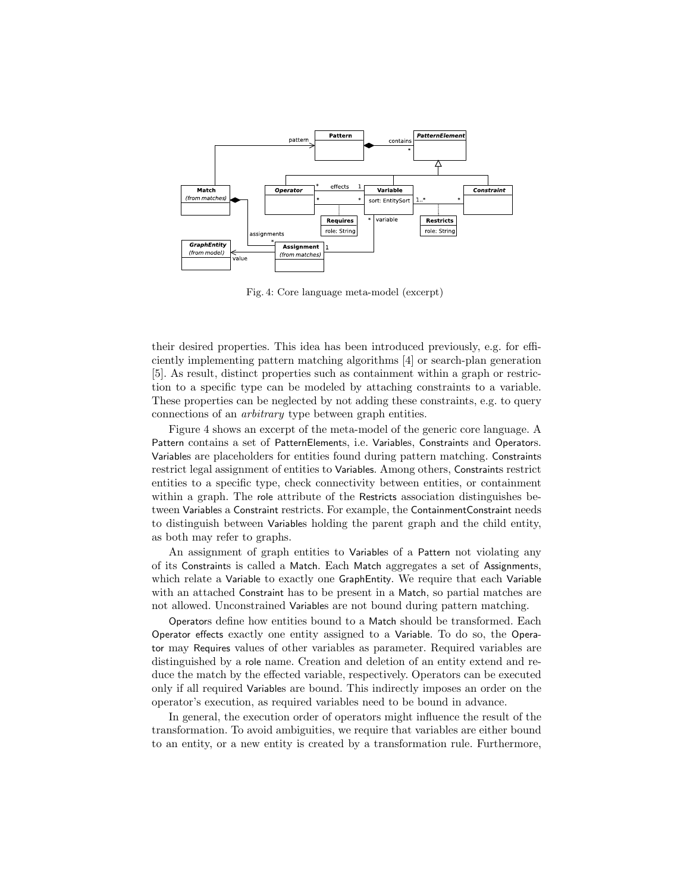Pattern
pattern
contains
PatternElement
*
Match
(from matches)
Operator
*
effects
1
Variable
sort: EntitySort
1..*
*
Constraint
*
*
Requires
role: String
* variable
Restricts
role: String
assignments
*
GraphEntity
(from model)
value
Assignment
(from matches)
1

Fig. 4: Core language meta-model (excerpt)

their desired properties. This idea has been introduced previously, e.g. for efficiently implementing pattern matching algorithms [4] or search-plan generation [5]. As result, distinct properties such as containment within a graph or restriction to a specific type can be modeled by attaching constraints to a variable. These properties can be neglected by not adding these constraints, e.g. to query connections of an *arbitrary* type between graph entities.

Figure 4 shows an excerpt of the meta-model of the generic core language. A Pattern contains a set of PatternElements, i.e. Variables, Constraints and Operators. Variables are placeholders for entities found during pattern matching. Constraints restrict legal assignment of entities to Variables. Among others, Constraints restrict entities to a specific type, check connectivity between entities, or containment within a graph. The role attribute of the Restricts association distinguishes between Variables a Constraint restricts. For example, the ContainmentConstraint needs to distinguish between Variables holding the parent graph and the child entity, as both may refer to graphs.

An assignment of graph entities to Variables of a Pattern not violating any of its Constraints is called a Match. Each Match aggregates a set of Assignments, which relate a Variable to exactly one GraphEntity. We require that each Variable with an attached Constraint has to be present in a Match, so partial matches are not allowed. Unconstrained Variables are not bound during pattern matching.

Operators define how entities bound to a Match should be transformed. Each Operator effects exactly one entity assigned to a Variable. To do so, the Operator may Requires values of other variables as parameter. Required variables are distinguished by a role name. Creation and deletion of an entity extend and reduce the match by the effected variable, respectively. Operators can be executed only if all required Variables are bound. This indirectly imposes an order on the operator's execution, as required variables need to be bound in advance.

In general, the execution order of operators might influence the result of the transformation. To avoid ambiguities, we require that variables are either bound to an entity, or a new entity is created by a transformation rule. Furthermore,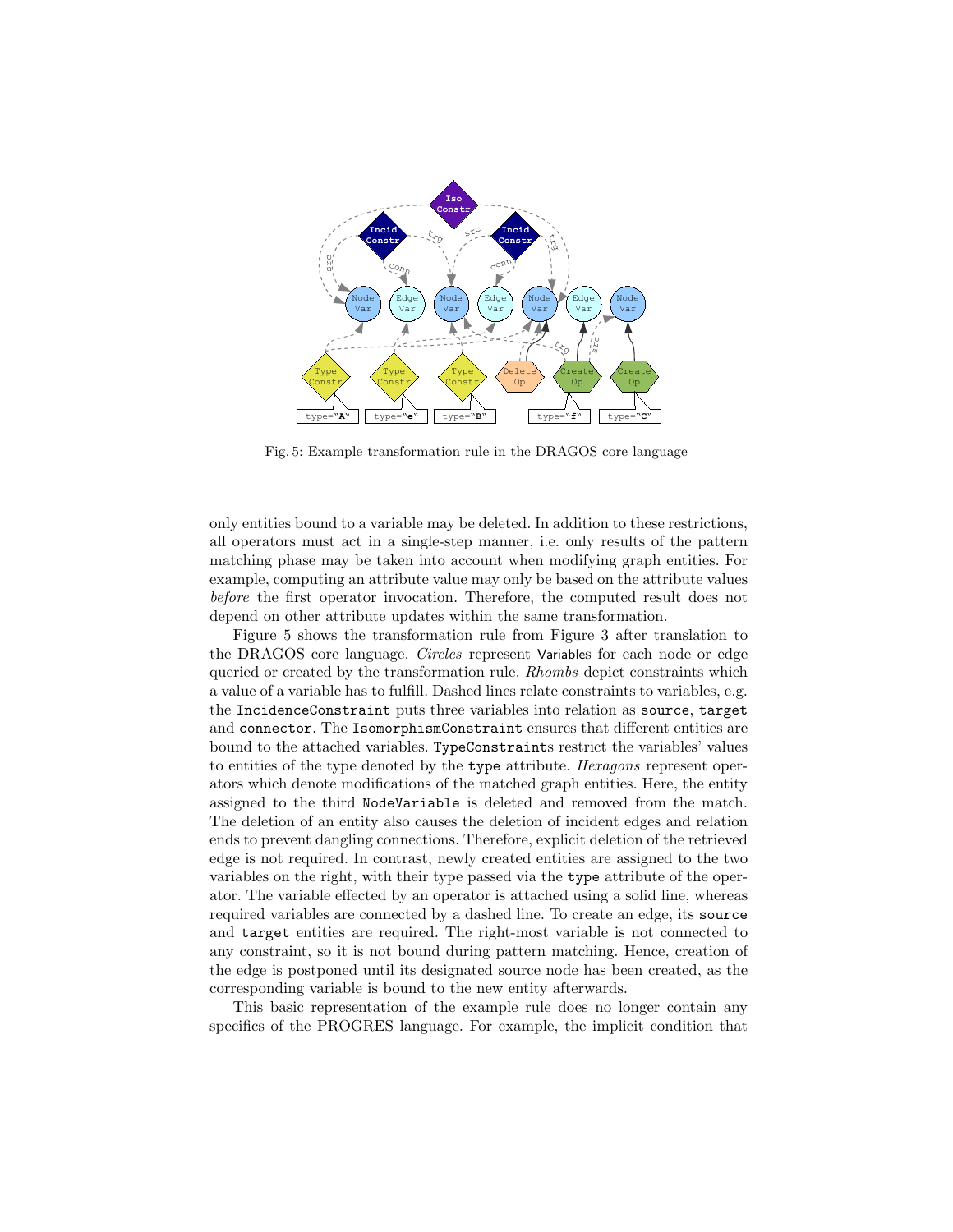Fig. 5: Example transformation rule in the DRAGOS core language

only entities bound to a variable may be deleted. In addition to these restrictions, all operators must act in a single-step manner, i.e. only results of the pattern matching phase may be taken into account when modifying graph entities. For example, computing an attribute value may only be based on the attribute values *before* the first operator invocation. Therefore, the computed result does not depend on other attribute updates within the same transformation.

Figure 5 shows the transformation rule from Figure 3 after translation to the DRAGOS core language. *Circles* represent Variables for each node or edge queried or created by the transformation rule. *Rhombs* depict constraints which a value of a variable has to fulfill. Dashed lines relate constraints to variables, e.g. the `IncidenceConstraint` puts three variables into relation as `source`, `target` and `connector`. The `IsomorphismConstraint` ensures that different entities are bound to the attached variables. `TypeConstraint`s restrict the variables' values to entities of the type denoted by the `type` attribute. *Hexagons* represent operators which denote modifications of the matched graph entities. Here, the entity assigned to the third `NodeVariable` is deleted and removed from the match. The deletion of an entity also causes the deletion of incident edges and relation ends to prevent dangling connections. Therefore, explicit deletion of the retrieved edge is not required. In contrast, newly created entities are assigned to the two variables on the right, with their type passed via the `type` attribute of the operator. The variable effected by an operator is attached using a solid line, whereas required variables are connected by a dashed line. To create an edge, its `source` and `target` entities are required. The right-most variable is not connected to any constraint, so it is not bound during pattern matching. Hence, creation of the edge is postponed until its designated source node has been created, as the corresponding variable is bound to the new entity afterwards.

This basic representation of the example rule does no longer contain any specifics of the PROGRES language. For example, the implicit condition that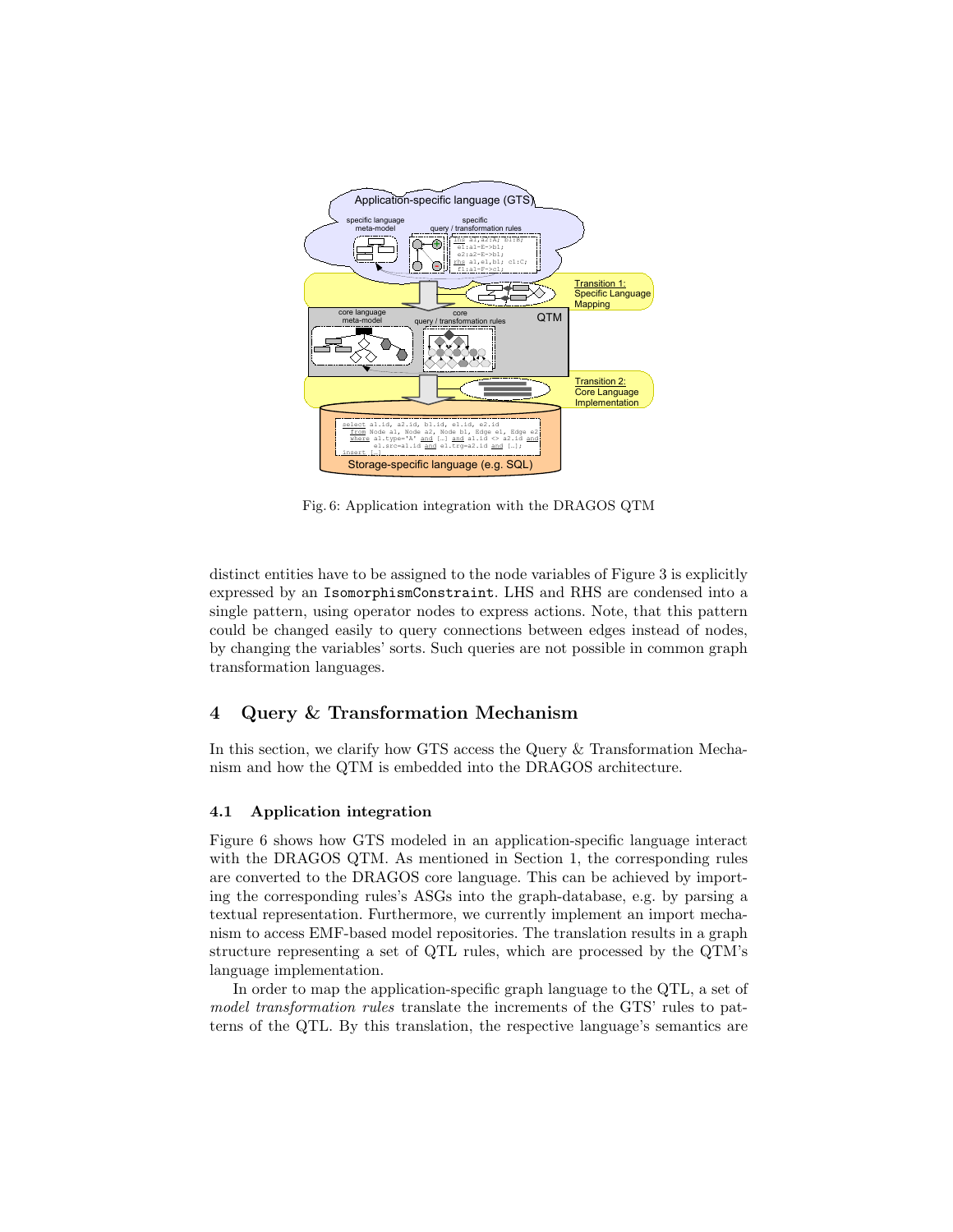Fig. 6: Application integration with the DRAGOS QTM

distinct entities have to be assigned to the node variables of Figure 3 is explicitly expressed by an `IsomorphismConstraint`. LHS and RHS are condensed into a single pattern, using operator nodes to express actions. Note, that this pattern could be changed easily to query connections between edges instead of nodes, by changing the variables' sorts. Such queries are not possible in common graph transformation languages.

## 4 Query & Transformation Mechanism

In this section, we clarify how GTS access the Query & Transformation Mechanism and how the QTM is embedded into the DRAGOS architecture.

### 4.1 Application integration

Figure 6 shows how GTS modeled in an application-specific language interact with the DRAGOS QTM. As mentioned in Section 1, the corresponding rules are converted to the DRAGOS core language. This can be achieved by importing the corresponding rules's ASGs into the graph-database, e.g. by parsing a textual representation. Furthermore, we currently implement an import mechanism to access EMF-based model repositories. The translation results in a graph structure representing a set of QTL rules, which are processed by the QTM's language implementation.

In order to map the application-specific graph language to the QTL, a set of *model transformation rules* translate the increments of the GTS' rules to patterns of the QTL. By this translation, the respective language's semantics are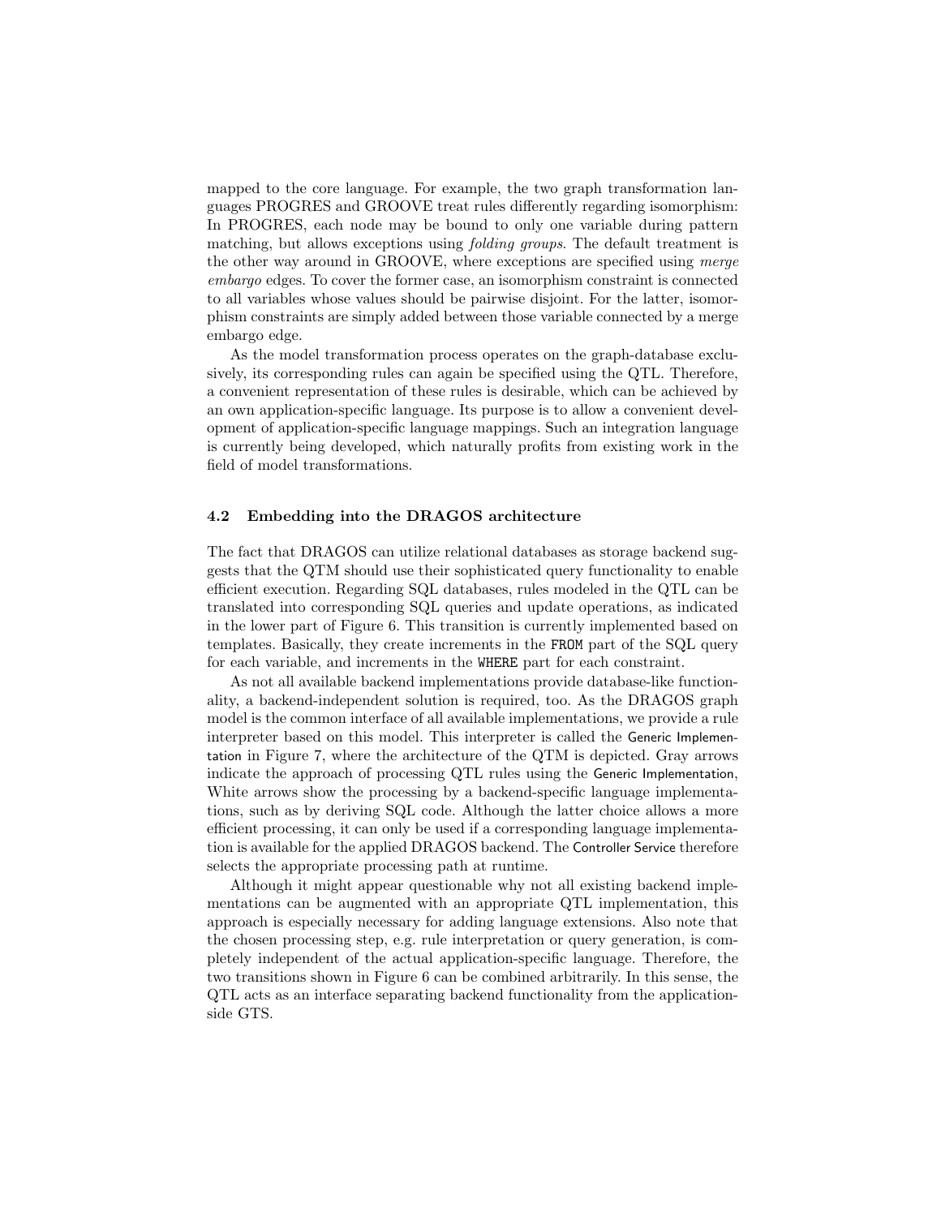mapped to the core language. For example, the two graph transformation languages PROGRES and GROOVE treat rules differently regarding isomorphism: In PROGRES, each node may be bound to only one variable during pattern matching, but allows exceptions using *folding groups*. The default treatment is the other way around in GROOVE, where exceptions are specified using *merge embargo* edges. To cover the former case, an isomorphism constraint is connected to all variables whose values should be pairwise disjoint. For the latter, isomorphism constraints are simply added between those variable connected by a merge embargo edge.

As the model transformation process operates on the graph-database exclusively, its corresponding rules can again be specified using the QTL. Therefore, a convenient representation of these rules is desirable, which can be achieved by an own application-specific language. Its purpose is to allow a convenient development of application-specific language mappings. Such an integration language is currently being developed, which naturally profits from existing work in the field of model transformations.

### 4.2 Embedding into the DRAGOS architecture

The fact that DRAGOS can utilize relational databases as storage backend suggests that the QTM should use their sophisticated query functionality to enable efficient execution. Regarding SQL databases, rules modeled in the QTL can be translated into corresponding SQL queries and update operations, as indicated in the lower part of Figure 6. This transition is currently implemented based on templates. Basically, they create increments in the `FROM` part of the SQL query for each variable, and increments in the `WHERE` part for each constraint.

As not all available backend implementations provide database-like functionality, a backend-independent solution is required, too. As the DRAGOS graph model is the common interface of all available implementations, we provide a rule interpreter based on this model. This interpreter is called the Generic Implementation in Figure 7, where the architecture of the QTM is depicted. Gray arrows indicate the approach of processing QTL rules using the Generic Implementation, White arrows show the processing by a backend-specific language implementations, such as by deriving SQL code. Although the latter choice allows a more efficient processing, it can only be used if a corresponding language implementation is available for the applied DRAGOS backend. The Controller Service therefore selects the appropriate processing path at runtime.

Although it might appear questionable why not all existing backend implementations can be augmented with an appropriate QTL implementation, this approach is especially necessary for adding language extensions. Also note that the chosen processing step, e.g. rule interpretation or query generation, is completely independent of the actual application-specific language. Therefore, the two transitions shown in Figure 6 can be combined arbitrarily. In this sense, the QTL acts as an interface separating backend functionality from the application-side GTS.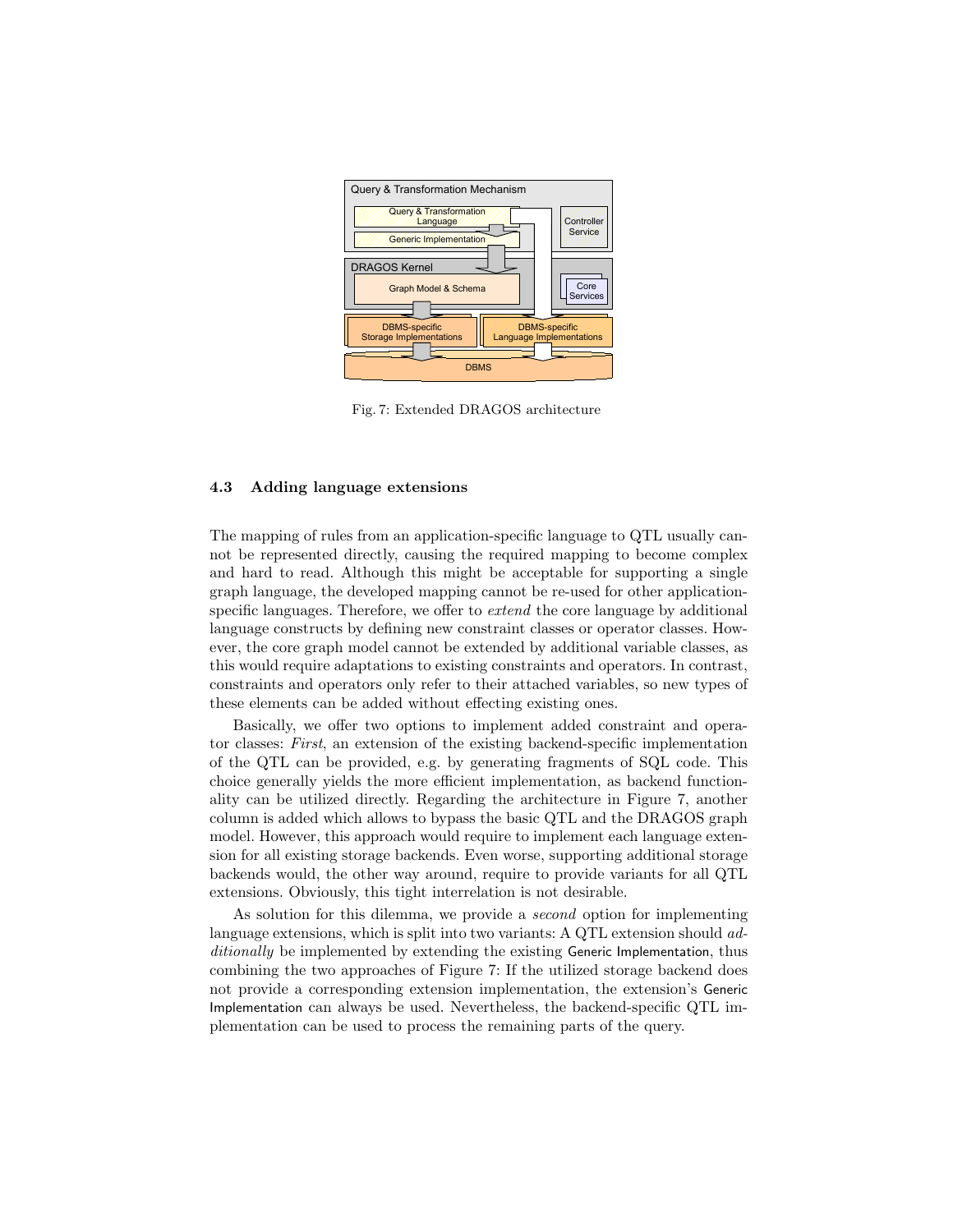Query & Transformation Mechanism

Query & Transformation Language

Generic Implementation

Controller Service

DRAGOS Kernel

Graph Model & Schema

Core Services

DBMS-specific Storage Implementations

DBMS-specific Language Implementations

DBMS

Fig. 7: Extended DRAGOS architecture

### 4.3 Adding language extensions

The mapping of rules from an application-specific language to QTL usually cannot be represented directly, causing the required mapping to become complex and hard to read. Although this might be acceptable for supporting a single graph language, the developed mapping cannot be re-used for other application-specific languages. Therefore, we offer to *extend* the core language by additional language constructs by defining new constraint classes or operator classes. However, the core graph model cannot be extended by additional variable classes, as this would require adaptations to existing constraints and operators. In contrast, constraints and operators only refer to their attached variables, so new types of these elements can be added without effecting existing ones.

Basically, we offer two options to implement added constraint and operator classes: *First*, an extension of the existing backend-specific implementation of the QTL can be provided, e.g. by generating fragments of SQL code. This choice generally yields the more efficient implementation, as backend functionality can be utilized directly. Regarding the architecture in Figure 7, another column is added which allows to bypass the basic QTL and the DRAGOS graph model. However, this approach would require to implement each language extension for all existing storage backends. Even worse, supporting additional storage backends would, the other way around, require to provide variants for all QTL extensions. Obviously, this tight interrelation is not desirable.

As solution for this dilemma, we provide a *second* option for implementing language extensions, which is split into two variants: A QTL extension should *additionally* be implemented by extending the existing Generic Implementation, thus combining the two approaches of Figure 7: If the utilized storage backend does not provide a corresponding extension implementation, the extension's Generic Implementation can always be used. Nevertheless, the backend-specific QTL implementation can be used to process the remaining parts of the query.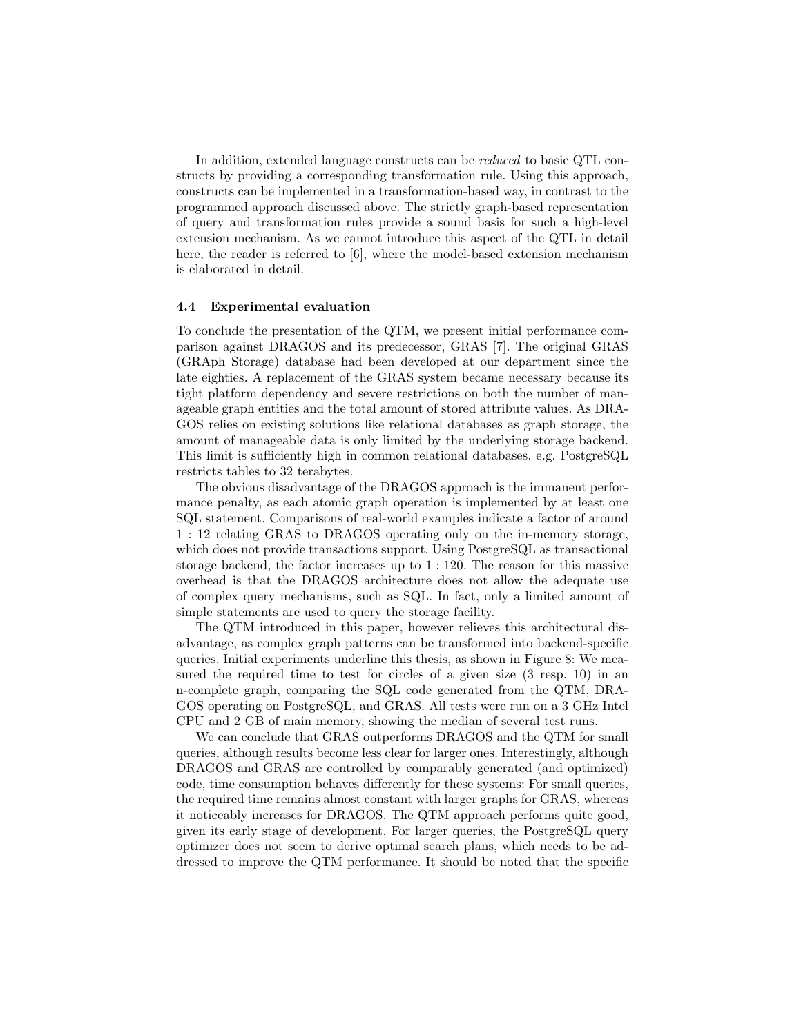In addition, extended language constructs can be *reduced* to basic QTL constructs by providing a corresponding transformation rule. Using this approach, constructs can be implemented in a transformation-based way, in contrast to the programmed approach discussed above. The strictly graph-based representation of query and transformation rules provide a sound basis for such a high-level extension mechanism. As we cannot introduce this aspect of the QTL in detail here, the reader is referred to [6], where the model-based extension mechanism is elaborated in detail.

### 4.4 Experimental evaluation

To conclude the presentation of the QTM, we present initial performance comparison against DRAGOS and its predecessor, GRAS [7]. The original GRAS (GRAph Storage) database had been developed at our department since the late eighties. A replacement of the GRAS system became necessary because its tight platform dependency and severe restrictions on both the number of manageable graph entities and the total amount of stored attribute values. As DRAGOS relies on existing solutions like relational databases as graph storage, the amount of manageable data is only limited by the underlying storage backend. This limit is sufficiently high in common relational databases, e.g. PostgreSQL restricts tables to 32 terabytes.

The obvious disadvantage of the DRAGOS approach is the immanent performance penalty, as each atomic graph operation is implemented by at least one SQL statement. Comparisons of real-world examples indicate a factor of around 1 : 12 relating GRAS to DRAGOS operating only on the in-memory storage, which does not provide transactions support. Using PostgreSQL as transactional storage backend, the factor increases up to 1 : 120. The reason for this massive overhead is that the DRAGOS architecture does not allow the adequate use of complex query mechanisms, such as SQL. In fact, only a limited amount of simple statements are used to query the storage facility.

The QTM introduced in this paper, however relieves this architectural disadvantage, as complex graph patterns can be transformed into backend-specific queries. Initial experiments underline this thesis, as shown in Figure 8: We measured the required time to test for circles of a given size (3 resp. 10) in an n-complete graph, comparing the SQL code generated from the QTM, DRAGOS operating on PostgreSQL, and GRAS. All tests were run on a 3 GHz Intel CPU and 2 GB of main memory, showing the median of several test runs.

We can conclude that GRAS outperforms DRAGOS and the QTM for small queries, although results become less clear for larger ones. Interestingly, although DRAGOS and GRAS are controlled by comparably generated (and optimized) code, time consumption behaves differently for these systems: For small queries, the required time remains almost constant with larger graphs for GRAS, whereas it noticeably increases for DRAGOS. The QTM approach performs quite good, given its early stage of development. For larger queries, the PostgreSQL query optimizer does not seem to derive optimal search plans, which needs to be addressed to improve the QTM performance. It should be noted that the specific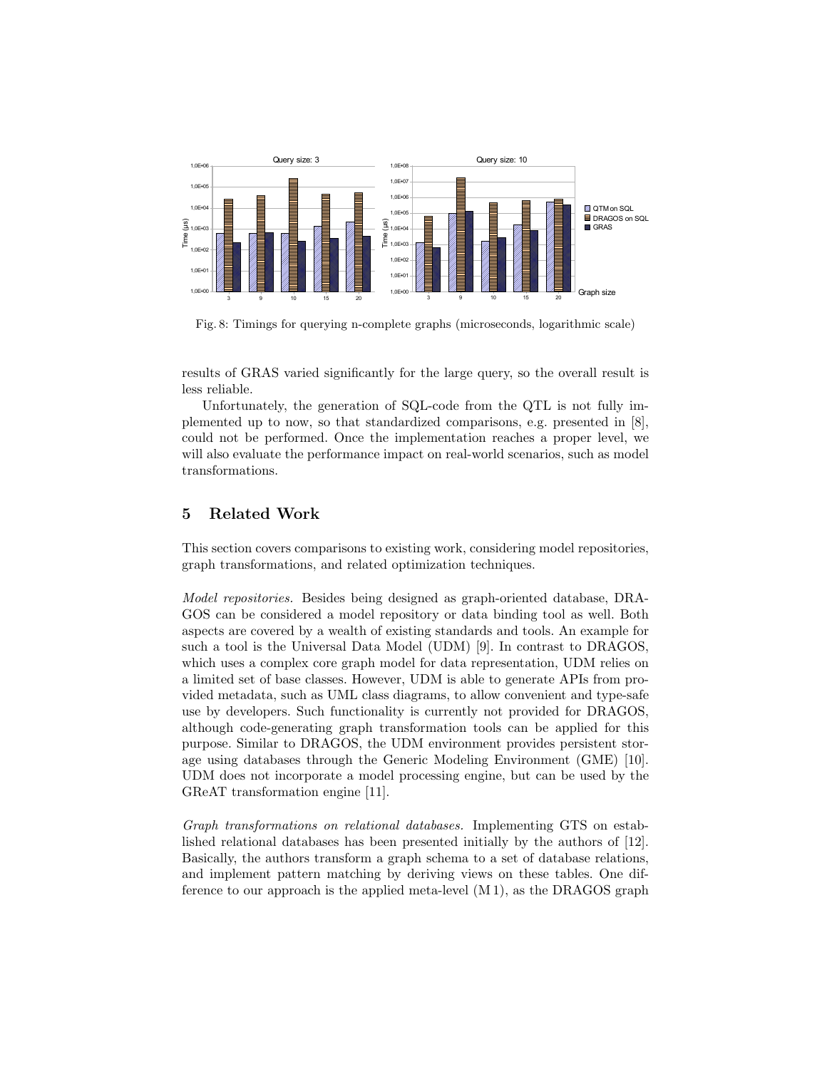Fig. 8: Timings for querying n-complete graphs (microseconds, logarithmic scale)

results of GRAS varied significantly for the large query, so the overall result is less reliable.

Unfortunately, the generation of SQL-code from the QTL is not fully implemented up to now, so that standardized comparisons, e.g. presented in [8], could not be performed. Once the implementation reaches a proper level, we will also evaluate the performance impact on real-world scenarios, such as model transformations.

## 5 Related Work

This section covers comparisons to existing work, considering model repositories, graph transformations, and related optimization techniques.

*Model repositories.* Besides being designed as graph-oriented database, DRAGOS can be considered a model repository or data binding tool as well. Both aspects are covered by a wealth of existing standards and tools. An example for such a tool is the Universal Data Model (UDM) [9]. In contrast to DRAGOS, which uses a complex core graph model for data representation, UDM relies on a limited set of base classes. However, UDM is able to generate APIs from provided metadata, such as UML class diagrams, to allow convenient and type-safe use by developers. Such functionality is currently not provided for DRAGOS, although code-generating graph transformation tools can be applied for this purpose. Similar to DRAGOS, the UDM environment provides persistent storage using databases through the Generic Modeling Environment (GME) [10]. UDM does not incorporate a model processing engine, but can be used by the GReAT transformation engine [11].

*Graph transformations on relational databases.* Implementing GTS on established relational databases has been presented initially by the authors of [12]. Basically, the authors transform a graph schema to a set of database relations, and implement pattern matching by deriving views on these tables. One difference to our approach is the applied meta-level (M 1), as the DRAGOS graph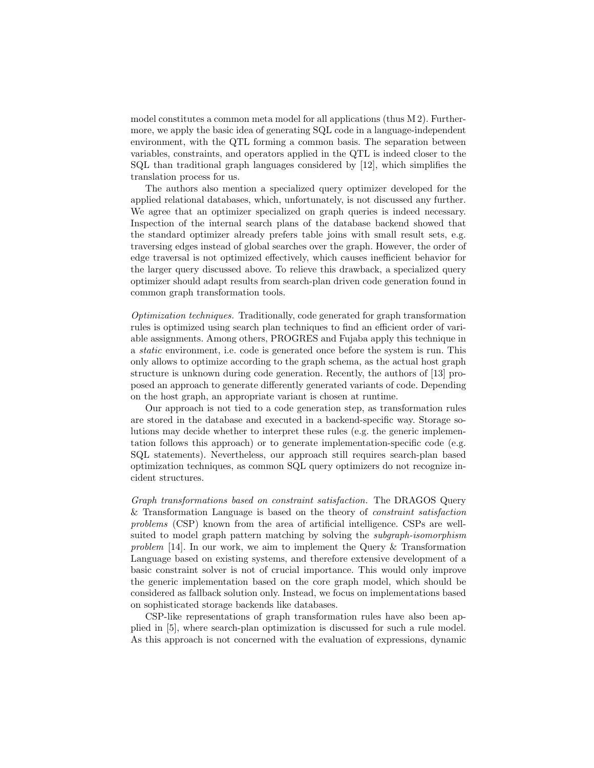model constitutes a common meta model for all applications (thus M 2). Furthermore, we apply the basic idea of generating SQL code in a language-independent environment, with the QTL forming a common basis. The separation between variables, constraints, and operators applied in the QTL is indeed closer to the SQL than traditional graph languages considered by [12], which simplifies the translation process for us.

The authors also mention a specialized query optimizer developed for the applied relational databases, which, unfortunately, is not discussed any further. We agree that an optimizer specialized on graph queries is indeed necessary. Inspection of the internal search plans of the database backend showed that the standard optimizer already prefers table joins with small result sets, e.g. traversing edges instead of global searches over the graph. However, the order of edge traversal is not optimized effectively, which causes inefficient behavior for the larger query discussed above. To relieve this drawback, a specialized query optimizer should adapt results from search-plan driven code generation found in common graph transformation tools.

*Optimization techniques.* Traditionally, code generated for graph transformation rules is optimized using search plan techniques to find an efficient order of variable assignments. Among others, PROGRES and Fujaba apply this technique in a *static* environment, i.e. code is generated once before the system is run. This only allows to optimize according to the graph schema, as the actual host graph structure is unknown during code generation. Recently, the authors of [13] proposed an approach to generate differently generated variants of code. Depending on the host graph, an appropriate variant is chosen at runtime.

Our approach is not tied to a code generation step, as transformation rules are stored in the database and executed in a backend-specific way. Storage solutions may decide whether to interpret these rules (e.g. the generic implementation follows this approach) or to generate implementation-specific code (e.g. SQL statements). Nevertheless, our approach still requires search-plan based optimization techniques, as common SQL query optimizers do not recognize incident structures.

*Graph transformations based on constraint satisfaction.* The DRAGOS Query & Transformation Language is based on the theory of *constraint satisfaction problems* (CSP) known from the area of artificial intelligence. CSPs are well-suited to model graph pattern matching by solving the *subgraph-isomorphism problem* [14]. In our work, we aim to implement the Query & Transformation Language based on existing systems, and therefore extensive development of a basic constraint solver is not of crucial importance. This would only improve the generic implementation based on the core graph model, which should be considered as fallback solution only. Instead, we focus on implementations based on sophisticated storage backends like databases.

CSP-like representations of graph transformation rules have also been applied in [5], where search-plan optimization is discussed for such a rule model. As this approach is not concerned with the evaluation of expressions, dynamic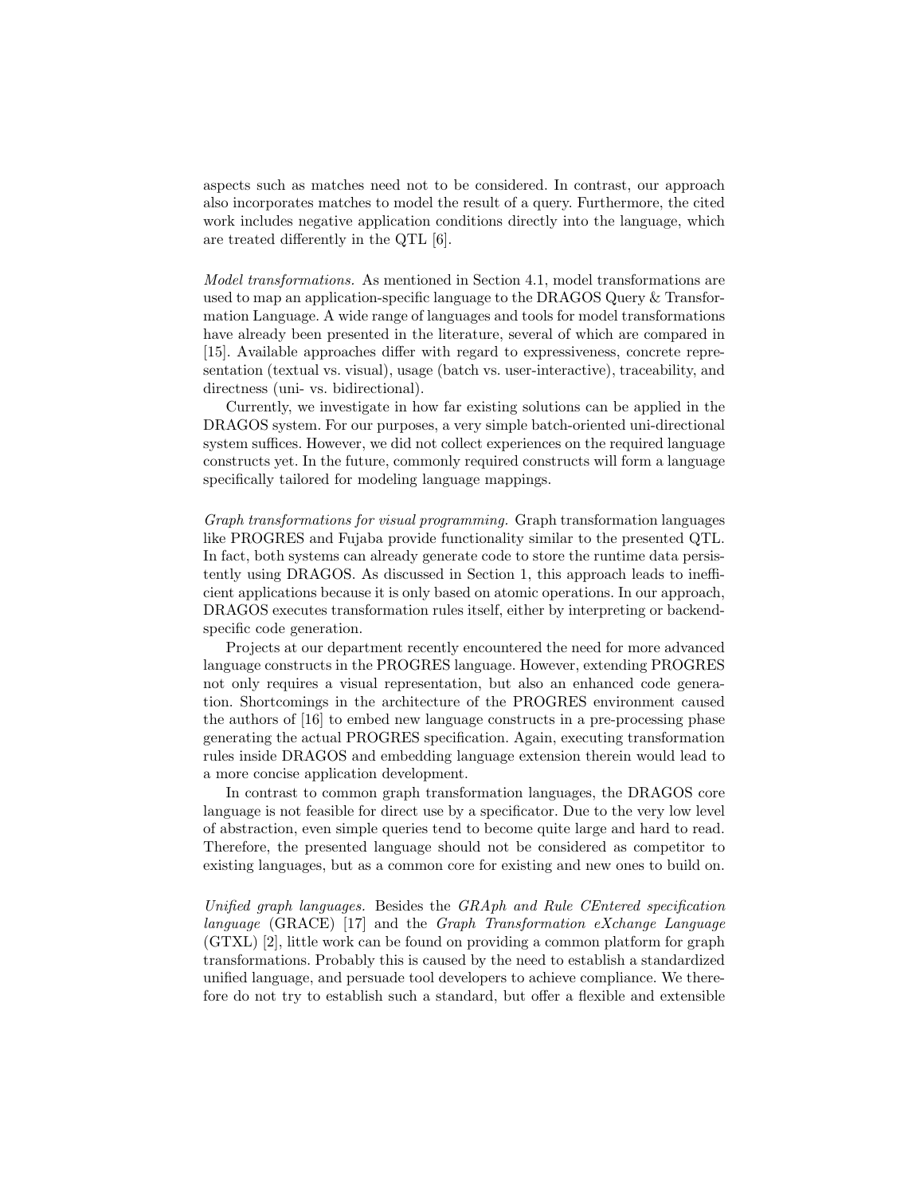aspects such as matches need not to be considered. In contrast, our approach also incorporates matches to model the result of a query. Furthermore, the cited work includes negative application conditions directly into the language, which are treated differently in the QTL [6].

*Model transformations.* As mentioned in Section 4.1, model transformations are used to map an application-specific language to the DRAGOS Query & Transformation Language. A wide range of languages and tools for model transformations have already been presented in the literature, several of which are compared in [15]. Available approaches differ with regard to expressiveness, concrete representation (textual vs. visual), usage (batch vs. user-interactive), traceability, and directness (uni- vs. bidirectional).

Currently, we investigate in how far existing solutions can be applied in the DRAGOS system. For our purposes, a very simple batch-oriented uni-directional system suffices. However, we did not collect experiences on the required language constructs yet. In the future, commonly required constructs will form a language specifically tailored for modeling language mappings.

*Graph transformations for visual programming.* Graph transformation languages like PROGRES and Fujaba provide functionality similar to the presented QTL. In fact, both systems can already generate code to store the runtime data persistently using DRAGOS. As discussed in Section 1, this approach leads to inefficient applications because it is only based on atomic operations. In our approach, DRAGOS executes transformation rules itself, either by interpreting or backend-specific code generation.

Projects at our department recently encountered the need for more advanced language constructs in the PROGRES language. However, extending PROGRES not only requires a visual representation, but also an enhanced code generation. Shortcomings in the architecture of the PROGRES environment caused the authors of [16] to embed new language constructs in a pre-processing phase generating the actual PROGRES specification. Again, executing transformation rules inside DRAGOS and embedding language extension therein would lead to a more concise application development.

In contrast to common graph transformation languages, the DRAGOS core language is not feasible for direct use by a specificator. Due to the very low level of abstraction, even simple queries tend to become quite large and hard to read. Therefore, the presented language should not be considered as competitor to existing languages, but as a common core for existing and new ones to build on.

*Unified graph languages.* Besides the *GRAph and Rule CEntered specification language* (GRACE) [17] and the *Graph Transformation eXchange Language* (GTXL) [2], little work can be found on providing a common platform for graph transformations. Probably this is caused by the need to establish a standardized unified language, and persuade tool developers to achieve compliance. We therefore do not try to establish such a standard, but offer a flexible and extensible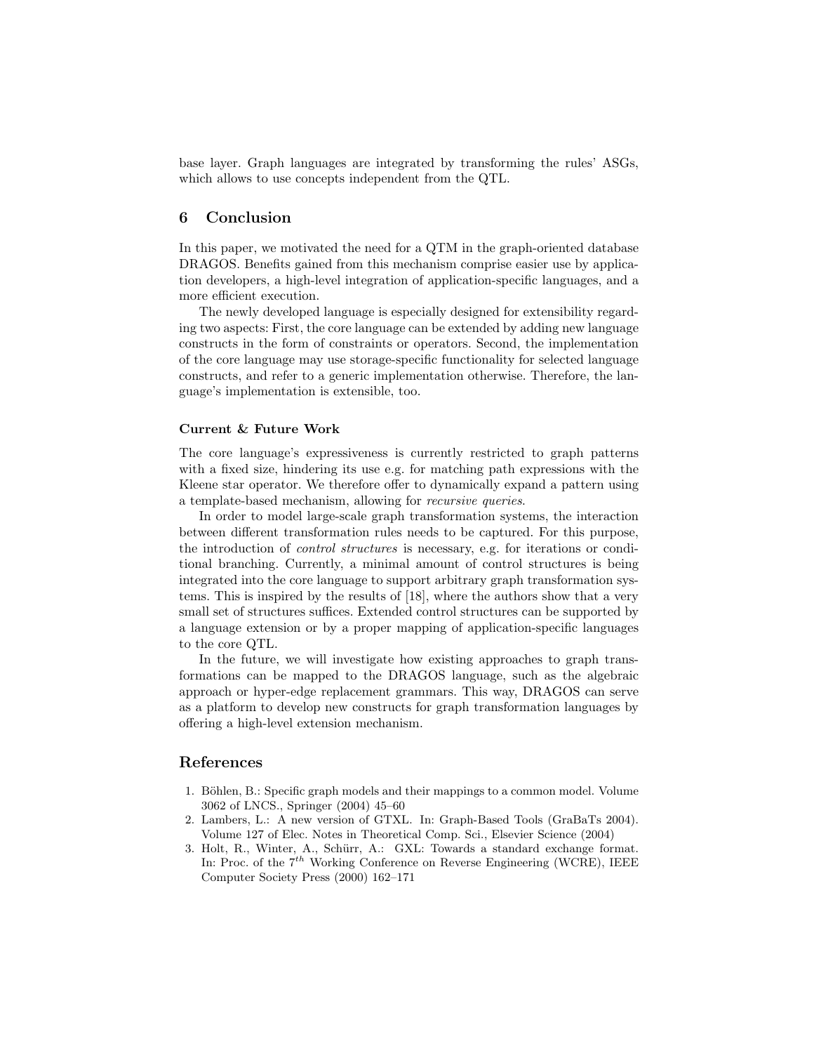base layer. Graph languages are integrated by transforming the rules' ASGs, which allows to use concepts independent from the QTL.

## 6 Conclusion

In this paper, we motivated the need for a QTM in the graph-oriented database DRAGOS. Benefits gained from this mechanism comprise easier use by application developers, a high-level integration of application-specific languages, and a more efficient execution.

The newly developed language is especially designed for extensibility regarding two aspects: First, the core language can be extended by adding new language constructs in the form of constraints or operators. Second, the implementation of the core language may use storage-specific functionality for selected language constructs, and refer to a generic implementation otherwise. Therefore, the language's implementation is extensible, too.

### Current & Future Work

The core language's expressiveness is currently restricted to graph patterns with a fixed size, hindering its use e.g. for matching path expressions with the Kleene star operator. We therefore offer to dynamically expand a pattern using a template-based mechanism, allowing for *recursive queries*.

In order to model large-scale graph transformation systems, the interaction between different transformation rules needs to be captured. For this purpose, the introduction of *control structures* is necessary, e.g. for iterations or conditional branching. Currently, a minimal amount of control structures is being integrated into the core language to support arbitrary graph transformation systems. This is inspired by the results of [18], where the authors show that a very small set of structures suffices. Extended control structures can be supported by a language extension or by a proper mapping of application-specific languages to the core QTL.

In the future, we will investigate how existing approaches to graph transformations can be mapped to the DRAGOS language, such as the algebraic approach or hyper-edge replacement grammars. This way, DRAGOS can serve as a platform to develop new constructs for graph transformation languages by offering a high-level extension mechanism.

## References

1. Böhlen, B.: Specific graph models and their mappings to a common model. Volume 3062 of LNCS., Springer (2004) 45–60
2. Lambers, L.: A new version of GTXL. In: Graph-Based Tools (GraBaTs 2004). Volume 127 of Elec. Notes in Theoretical Comp. Sci., Elsevier Science (2004)
3. Holt, R., Winter, A., Schürr, A.: GXL: Towards a standard exchange format. In: Proc. of the $7^{th}$ Working Conference on Reverse Engineering (WCRE), IEEE Computer Society Press (2000) 162–171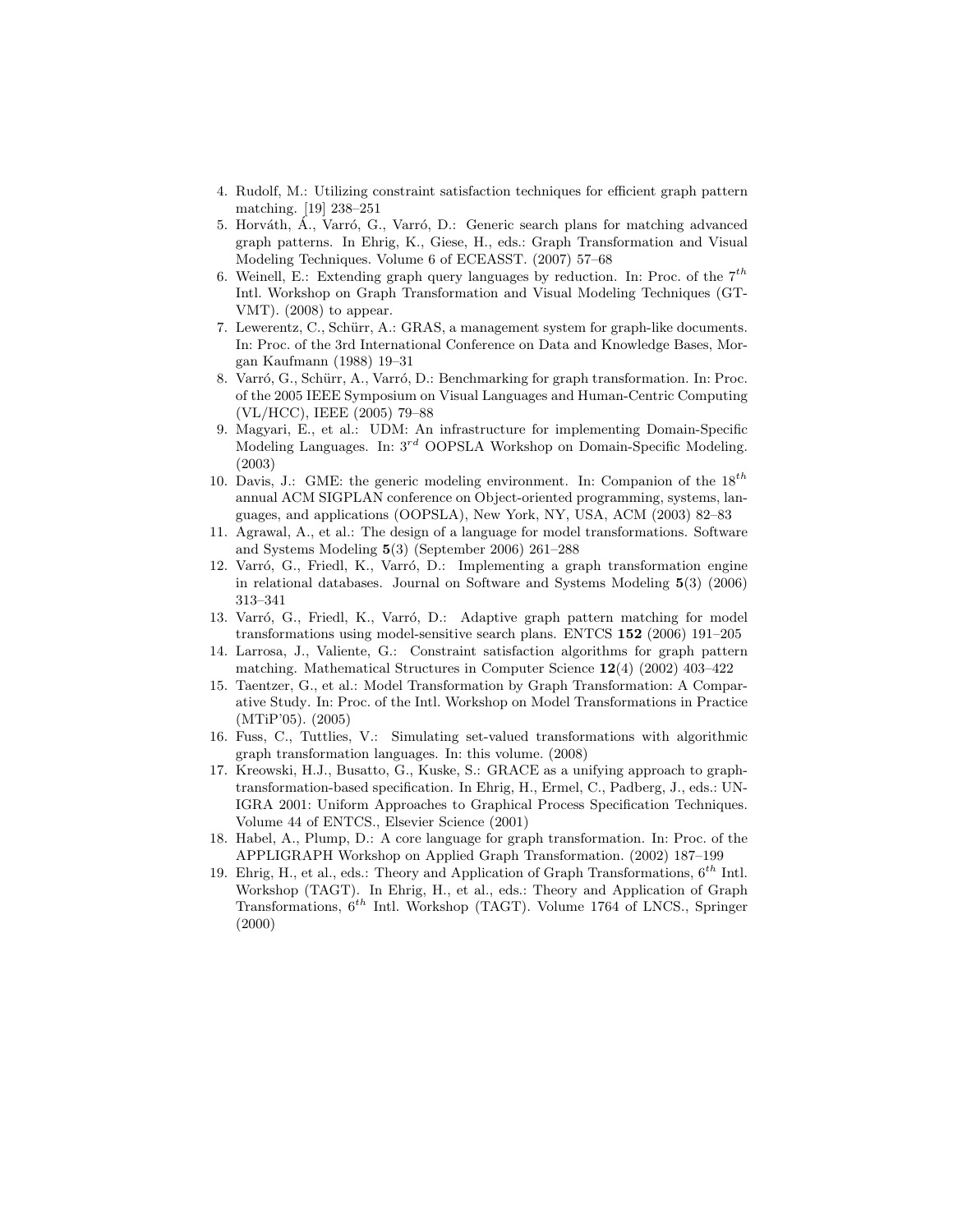4. Rudolf, M.: Utilizing constraint satisfaction techniques for efficient graph pattern matching. [19] 238–251
5. Horváth, Á., Varró, G., Varró, D.: Generic search plans for matching advanced graph patterns. In Ehrig, K., Giese, H., eds.: Graph Transformation and Visual Modeling Techniques. Volume 6 of ECEASST. (2007) 57–68
6. Weinell, E.: Extending graph query languages by reduction. In: Proc. of the $7^{th}$ Intl. Workshop on Graph Transformation and Visual Modeling Techniques (GT-VMT). (2008) to appear.
7. Lewerentz, C., Schürr, A.: GRAS, a management system for graph-like documents. In: Proc. of the 3rd International Conference on Data and Knowledge Bases, Morgan Kaufmann (1988) 19–31
8. Varró, G., Schürr, A., Varró, D.: Benchmarking for graph transformation. In: Proc. of the 2005 IEEE Symposium on Visual Languages and Human-Centric Computing (VL/HCC), IEEE (2005) 79–88
9. Magyari, E., et al.: UDM: An infrastructure for implementing Domain-Specific Modeling Languages. In: $3^{rd}$ OOPSLA Workshop on Domain-Specific Modeling. (2003)
10. Davis, J.: GME: the generic modeling environment. In: Companion of the $18^{th}$ annual ACM SIGPLAN conference on Object-oriented programming, systems, languages, and applications (OOPSLA), New York, NY, USA, ACM (2003) 82–83
11. Agrawal, A., et al.: The design of a language for model transformations. Software and Systems Modeling **5**(3) (September 2006) 261–288
12. Varró, G., Friedl, K., Varró, D.: Implementing a graph transformation engine in relational databases. Journal on Software and Systems Modeling **5**(3) (2006) 313–341
13. Varró, G., Friedl, K., Varró, D.: Adaptive graph pattern matching for model transformations using model-sensitive search plans. ENTCS **152** (2006) 191–205
14. Larrosa, J., Valiente, G.: Constraint satisfaction algorithms for graph pattern matching. Mathematical Structures in Computer Science **12**(4) (2002) 403–422
15. Taentzer, G., et al.: Model Transformation by Graph Transformation: A Comparative Study. In: Proc. of the Intl. Workshop on Model Transformations in Practice (MTiP'05). (2005)
16. Fuss, C., Tuttlies, V.: Simulating set-valued transformations with algorithmic graph transformation languages. In: this volume. (2008)
17. Kreowski, H.J., Busatto, G., Kuske, S.: GRACE as a unifying approach to graph-transformation-based specification. In Ehrig, H., Ermel, C., Padberg, J., eds.: UNIGRA 2001: Uniform Approaches to Graphical Process Specification Techniques. Volume 44 of ENTCS., Elsevier Science (2001)
18. Habel, A., Plump, D.: A core language for graph transformation. In: Proc. of the APPLIGRAPH Workshop on Applied Graph Transformation. (2002) 187–199
19. Ehrig, H., et al., eds.: Theory and Application of Graph Transformations, $6^{th}$ Intl. Workshop (TAGT). In Ehrig, H., et al., eds.: Theory and Application of Graph Transformations, $6^{th}$ Intl. Workshop (TAGT). Volume 1764 of LNCS., Springer (2000)